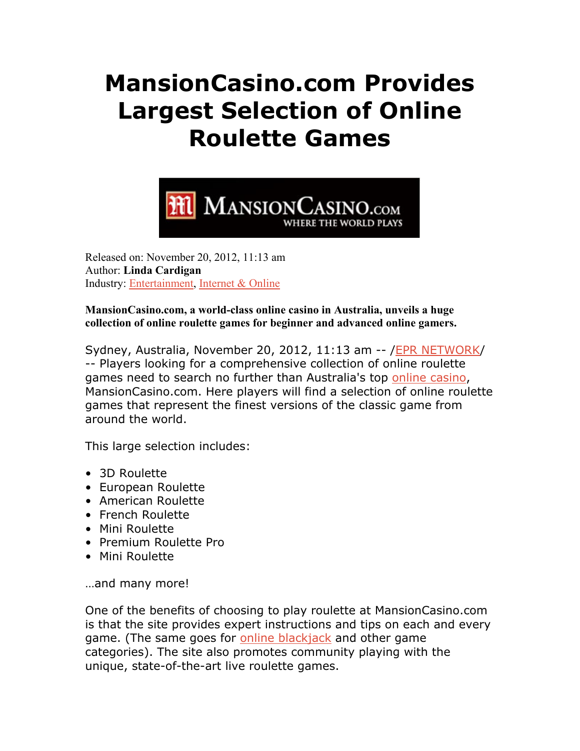# MansionCasino.com Provides Largest Selection of Online Roulette Games

Released on: November 20, 2012, 11:13 am
Author: **Linda Cardigan**
Industry: Entertainment, Internet & Online

**MansionCasino.com, a world-class online casino in Australia, unveils a huge collection of online roulette games for beginner and advanced online gamers.**

Sydney, Australia, November 20, 2012, 11:13 am -- /EPR NETWORK/ -- Players looking for a comprehensive collection of online roulette games need to search no further than Australia's top online casino, MansionCasino.com. Here players will find a selection of online roulette games that represent the finest versions of the classic game from around the world.

This large selection includes:

- 3D Roulette
- European Roulette
- American Roulette
- French Roulette
- Mini Roulette
- Premium Roulette Pro
- Mini Roulette

…and many more!

One of the benefits of choosing to play roulette at MansionCasino.com is that the site provides expert instructions and tips on each and every game. (The same goes for online blackjack and other game categories). The site also promotes community playing with the unique, state-of-the-art live roulette games.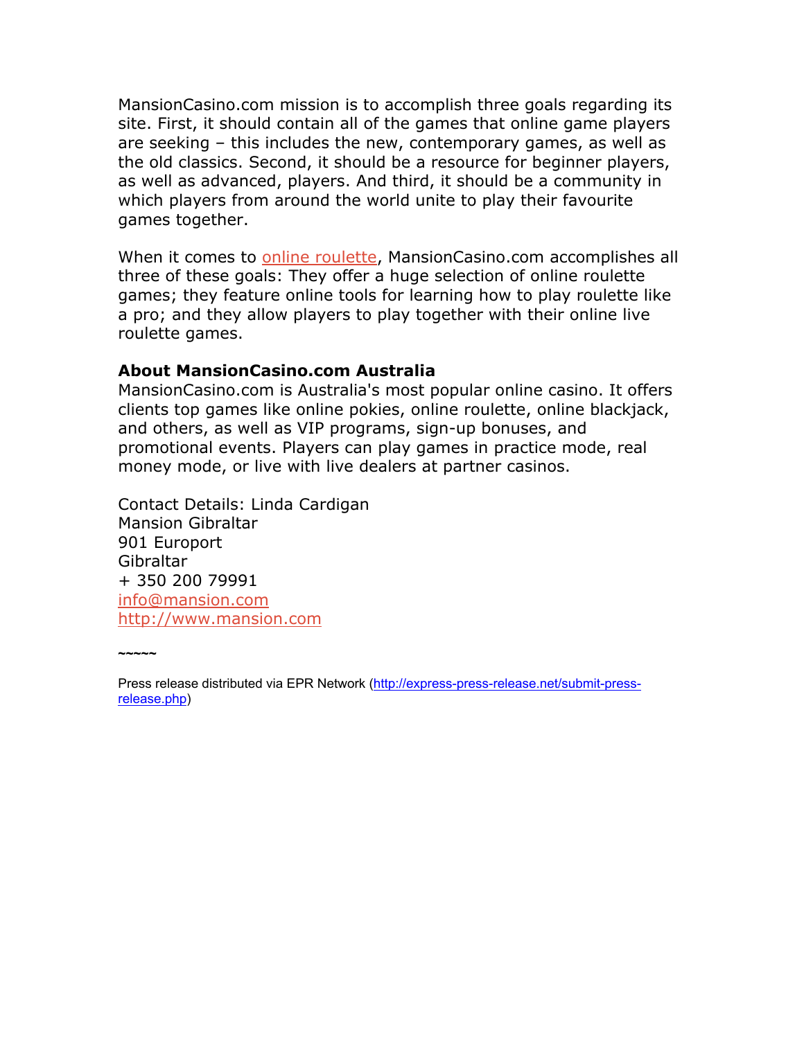MansionCasino.com mission is to accomplish three goals regarding its site. First, it should contain all of the games that online game players are seeking – this includes the new, contemporary games, as well as the old classics. Second, it should be a resource for beginner players, as well as advanced, players. And third, it should be a community in which players from around the world unite to play their favourite games together.

When it comes to online roulette, MansionCasino.com accomplishes all three of these goals: They offer a huge selection of online roulette games; they feature online tools for learning how to play roulette like a pro; and they allow players to play together with their online live roulette games.

**About MansionCasino.com Australia**
MansionCasino.com is Australia's most popular online casino. It offers clients top games like online pokies, online roulette, online blackjack, and others, as well as VIP programs, sign-up bonuses, and promotional events. Players can play games in practice mode, real money mode, or live with live dealers at partner casinos.

Contact Details: Linda Cardigan
Mansion Gibraltar
901 Europort
Gibraltar
+ 350 200 79991
info@mansion.com
http://www.mansion.com

~~~~~

Press release distributed via EPR Network (http://express-press-release.net/submit-press-release.php)